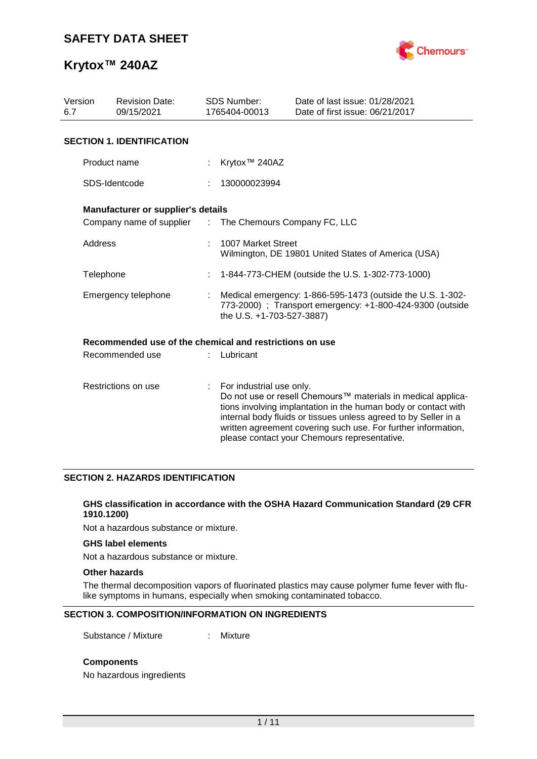# SAFETY DATA SHEET

# Krytox™ 240AZ

| Version | Revision Date: | SDS Number: | Date of last issue: 01/28/2021 |
|---|---|---|---|
| 6.7 | 09/15/2021 | 1765404-00013 | Date of first issue: 06/21/2017 |

## SECTION 1. IDENTIFICATION

Product name : Krytox™ 240AZ

SDS-Identcode : 130000023994

**Manufacturer or supplier's details**

Company name of supplier : The Chemours Company FC, LLC

Address : 1007 Market Street
Wilmington, DE 19801 United States of America (USA)

Telephone : 1-844-773-CHEM (outside the U.S. 1-302-773-1000)

Emergency telephone : Medical emergency: 1-866-595-1473 (outside the U.S. 1-302-773-2000) ; Transport emergency: +1-800-424-9300 (outside the U.S. +1-703-527-3887)

**Recommended use of the chemical and restrictions on use**

Recommended use : Lubricant

Restrictions on use : For industrial use only.
Do not use or resell Chemours™ materials in medical applications involving implantation in the human body or contact with internal body fluids or tissues unless agreed to by Seller in a written agreement covering such use. For further information, please contact your Chemours representative.

## SECTION 2. HAZARDS IDENTIFICATION

**GHS classification in accordance with the OSHA Hazard Communication Standard (29 CFR 1910.1200)**

Not a hazardous substance or mixture.

**GHS label elements**

Not a hazardous substance or mixture.

**Other hazards**

The thermal decomposition vapors of fluorinated plastics may cause polymer fume fever with flu-like symptoms in humans, especially when smoking contaminated tobacco.

## SECTION 3. COMPOSITION/INFORMATION ON INGREDIENTS

Substance / Mixture : Mixture

**Components**

No hazardous ingredients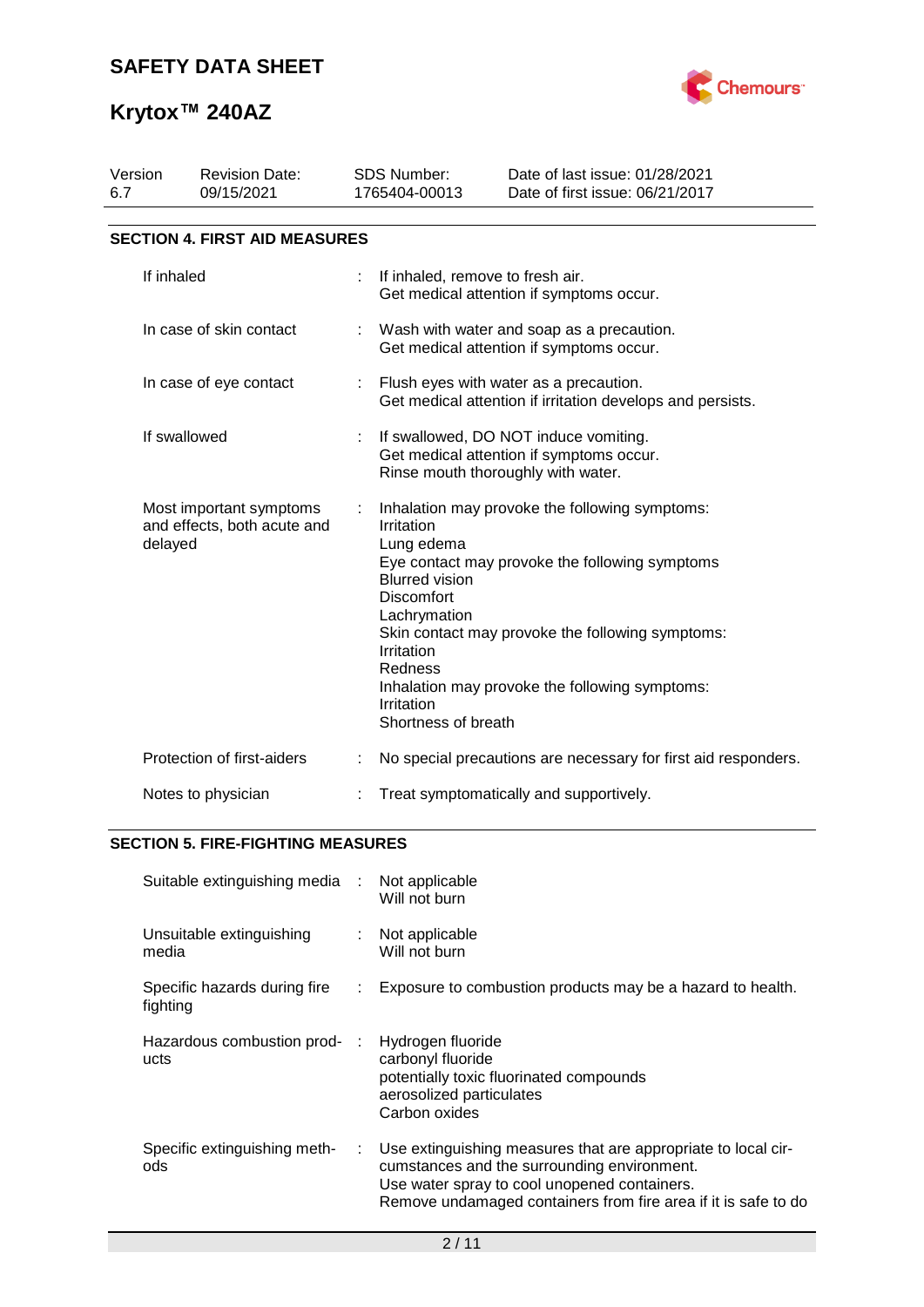## SECTION 4. FIRST AID MEASURES

| | |
|---|---|
| If inhaled | : If inhaled, remove to fresh air.<br>Get medical attention if symptoms occur. |
| In case of skin contact | : Wash with water and soap as a precaution.<br>Get medical attention if symptoms occur. |
| In case of eye contact | : Flush eyes with water as a precaution.<br>Get medical attention if irritation develops and persists. |
| If swallowed | : If swallowed, DO NOT induce vomiting.<br>Get medical attention if symptoms occur.<br>Rinse mouth thoroughly with water. |
| Most important symptoms and effects, both acute and delayed | : Inhalation may provoke the following symptoms:<br>Irritation<br>Lung edema<br>Eye contact may provoke the following symptoms<br>Blurred vision<br>Discomfort<br>Lachrymation<br>Skin contact may provoke the following symptoms:<br>Irritation<br>Redness<br>Inhalation may provoke the following symptoms:<br>Irritation<br>Shortness of breath |
| Protection of first-aiders | : No special precautions are necessary for first aid responders. |
| Notes to physician | : Treat symptomatically and supportively. |

## SECTION 5. FIRE-FIGHTING MEASURES

| | |
|---|---|
| Suitable extinguishing media | : Not applicable<br>Will not burn |
| Unsuitable extinguishing media | : Not applicable<br>Will not burn |
| Specific hazards during fire fighting | : Exposure to combustion products may be a hazard to health. |
| Hazardous combustion products | : Hydrogen fluoride<br>carbonyl fluoride<br>potentially toxic fluorinated compounds<br>aerosolized particulates<br>Carbon oxides |
| Specific extinguishing methods | : Use extinguishing measures that are appropriate to local circumstances and the surrounding environment.<br>Use water spray to cool unopened containers.<br>Remove undamaged containers from fire area if it is safe to do |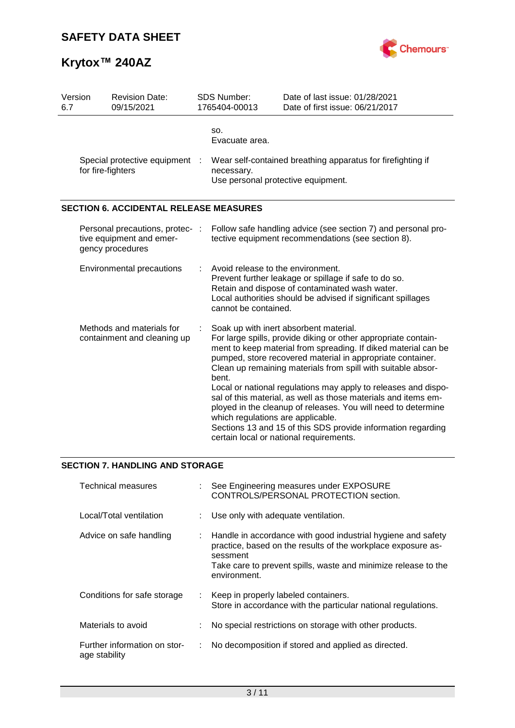so.
Evacuate area.

| | | |
|---|---|---|
| Special protective equipment for fire-fighters | : | Wear self-contained breathing apparatus for firefighting if necessary.<br>Use personal protective equipment. |

## SECTION 6. ACCIDENTAL RELEASE MEASURES

| | | |
|---|---|---|
| Personal precautions, protective equipment and emergency procedures | : | Follow safe handling advice (see section 7) and personal protective equipment recommendations (see section 8). |
| Environmental precautions | : | Avoid release to the environment.<br>Prevent further leakage or spillage if safe to do so.<br>Retain and dispose of contaminated wash water.<br>Local authorities should be advised if significant spillages cannot be contained. |
| Methods and materials for containment and cleaning up | : | Soak up with inert absorbent material.<br>For large spills, provide diking or other appropriate containment to keep material from spreading. If diked material can be pumped, store recovered material in appropriate container.<br>Clean up remaining materials from spill with suitable absorbent.<br>Local or national regulations may apply to releases and disposal of this material, as well as those materials and items employed in the cleanup of releases. You will need to determine which regulations are applicable.<br>Sections 13 and 15 of this SDS provide information regarding certain local or national requirements. |

## SECTION 7. HANDLING AND STORAGE

| | | |
|---|---|---|
| Technical measures | : | See Engineering measures under EXPOSURE CONTROLS/PERSONAL PROTECTION section. |
| Local/Total ventilation | : | Use only with adequate ventilation. |
| Advice on safe handling | : | Handle in accordance with good industrial hygiene and safety practice, based on the results of the workplace exposure assessment<br>Take care to prevent spills, waste and minimize release to the environment. |
| Conditions for safe storage | : | Keep in properly labeled containers.<br>Store in accordance with the particular national regulations. |
| Materials to avoid | : | No special restrictions on storage with other products. |
| Further information on storage stability | : | No decomposition if stored and applied as directed. |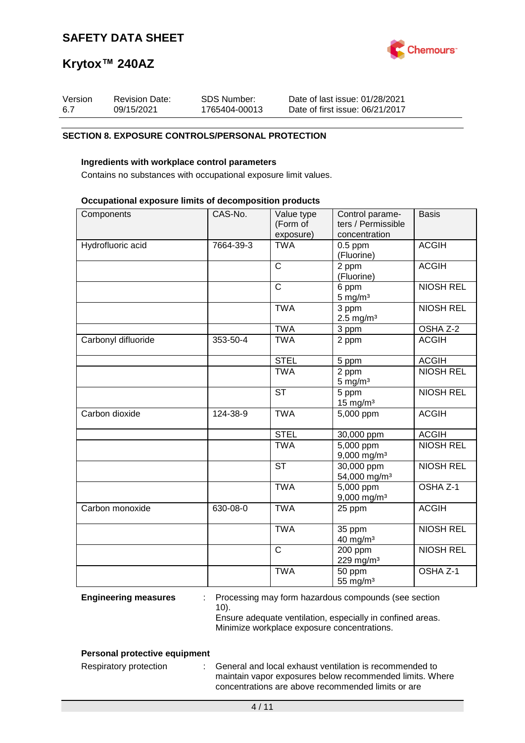## SECTION 8. EXPOSURE CONTROLS/PERSONAL PROTECTION

**Ingredients with workplace control parameters**

Contains no substances with occupational exposure limit values.

**Occupational exposure limits of decomposition products**

| Components | CAS-No. | Value type (Form of exposure) | Control parameters / Permissible concentration | Basis |
|---|---|---|---|---|
| Hydrofluoric acid | 7664-39-3 | TWA | 0.5 ppm (Fluorine) | ACGIH |
| | | C | 2 ppm (Fluorine) | ACGIH |
| | | C | 6 ppm 5 mg/m³ | NIOSH REL |
| | | TWA | 3 ppm 2.5 mg/m³ | NIOSH REL |
| | | TWA | 3 ppm | OSHA Z-2 |
| Carbonyl difluoride | 353-50-4 | TWA | 2 ppm | ACGIH |
| | | STEL | 5 ppm | ACGIH |
| | | TWA | 2 ppm 5 mg/m³ | NIOSH REL |
| | | ST | 5 ppm 15 mg/m³ | NIOSH REL |
| Carbon dioxide | 124-38-9 | TWA | 5,000 ppm | ACGIH |
| | | STEL | 30,000 ppm | ACGIH |
| | | TWA | 5,000 ppm 9,000 mg/m³ | NIOSH REL |
| | | ST | 30,000 ppm 54,000 mg/m³ | NIOSH REL |
| | | TWA | 5,000 ppm 9,000 mg/m³ | OSHA Z-1 |
| Carbon monoxide | 630-08-0 | TWA | 25 ppm | ACGIH |
| | | TWA | 35 ppm 40 mg/m³ | NIOSH REL |
| | | C | 200 ppm 229 mg/m³ | NIOSH REL |
| | | TWA | 50 ppm 55 mg/m³ | OSHA Z-1 |

**Engineering measures** : Processing may form hazardous compounds (see section 10).
Ensure adequate ventilation, especially in confined areas.
Minimize workplace exposure concentrations.

**Personal protective equipment**

Respiratory protection : General and local exhaust ventilation is recommended to maintain vapor exposures below recommended limits. Where concentrations are above recommended limits or are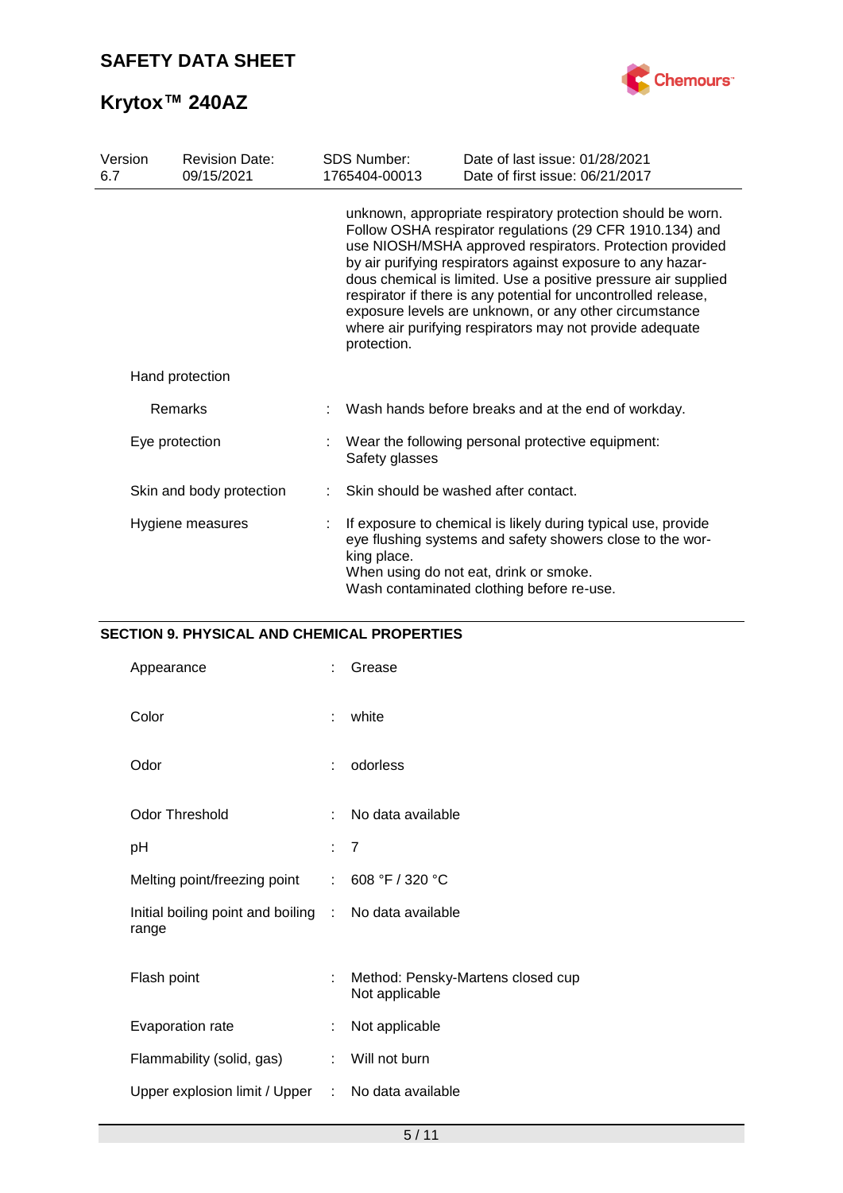unknown, appropriate respiratory protection should be worn. Follow OSHA respirator regulations (29 CFR 1910.134) and use NIOSH/MSHA approved respirators. Protection provided by air purifying respirators against exposure to any hazardous chemical is limited. Use a positive pressure air supplied respirator if there is any potential for uncontrolled release, exposure levels are unknown, or any other circumstance where air purifying respirators may not provide adequate protection.

| | | |
|---|---|---|
| Hand protection | | |
| Remarks | : | Wash hands before breaks and at the end of workday. |
| Eye protection | : | Wear the following personal protective equipment:<br>Safety glasses |
| Skin and body protection | : | Skin should be washed after contact. |
| Hygiene measures | : | If exposure to chemical is likely during typical use, provide eye flushing systems and safety showers close to the working place.<br>When using do not eat, drink or smoke.<br>Wash contaminated clothing before re-use. |

## SECTION 9. PHYSICAL AND CHEMICAL PROPERTIES

| | | |
|---|---|---|
| Appearance | : | Grease |
| Color | : | white |
| Odor | : | odorless |
| Odor Threshold | : | No data available |
| pH | : | 7 |
| Melting point/freezing point | : | 608 °F / 320 °C |
| Initial boiling point and boiling range | : | No data available |
| Flash point | : | Method: Pensky-Martens closed cup<br>Not applicable |
| Evaporation rate | : | Not applicable |
| Flammability (solid, gas) | : | Will not burn |
| Upper explosion limit / Upper | : | No data available |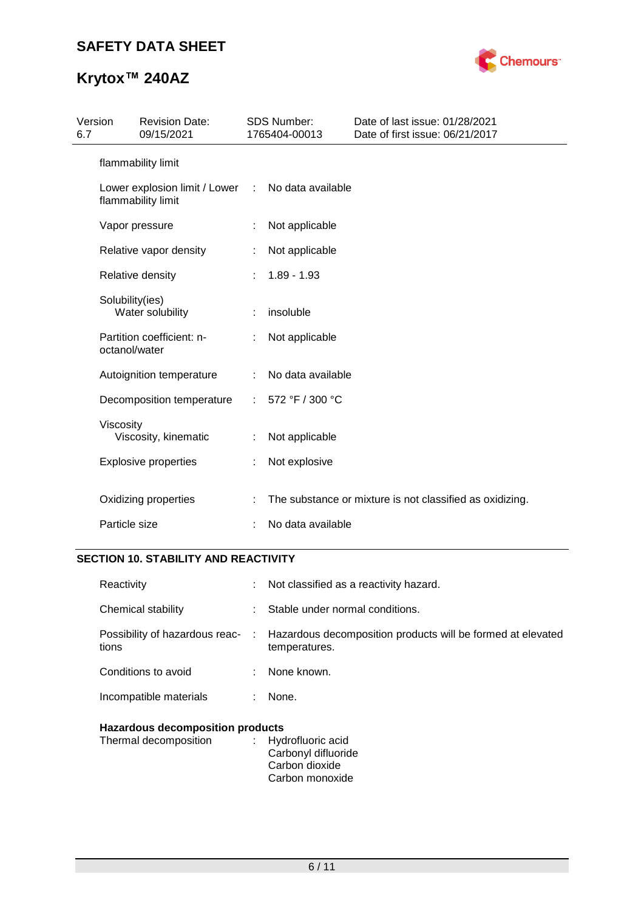| | | |
|---|---|---|
| flammability limit | | |
| Lower explosion limit / Lower flammability limit | : | No data available |
| Vapor pressure | : | Not applicable |
| Relative vapor density | : | Not applicable |
| Relative density | : | 1.89 - 1.93 |
| Solubility(ies) Water solubility | : | insoluble |
| Partition coefficient: n-octanol/water | : | Not applicable |
| Autoignition temperature | : | No data available |
| Decomposition temperature | : | 572 °F / 300 °C |
| Viscosity Viscosity, kinematic | : | Not applicable |
| Explosive properties | : | Not explosive |
| Oxidizing properties | : | The substance or mixture is not classified as oxidizing. |
| Particle size | : | No data available |

## SECTION 10. STABILITY AND REACTIVITY

| | | |
|---|---|---|
| Reactivity | : | Not classified as a reactivity hazard. |
| Chemical stability | : | Stable under normal conditions. |
| Possibility of hazardous reactions | : | Hazardous decomposition products will be formed at elevated temperatures. |
| Conditions to avoid | : | None known. |
| Incompatible materials | : | None. |

**Hazardous decomposition products**

| | | |
|---|---|---|
| Thermal decomposition | : | Hydrofluoric acid<br>Carbonyl difluoride<br>Carbon dioxide<br>Carbon monoxide |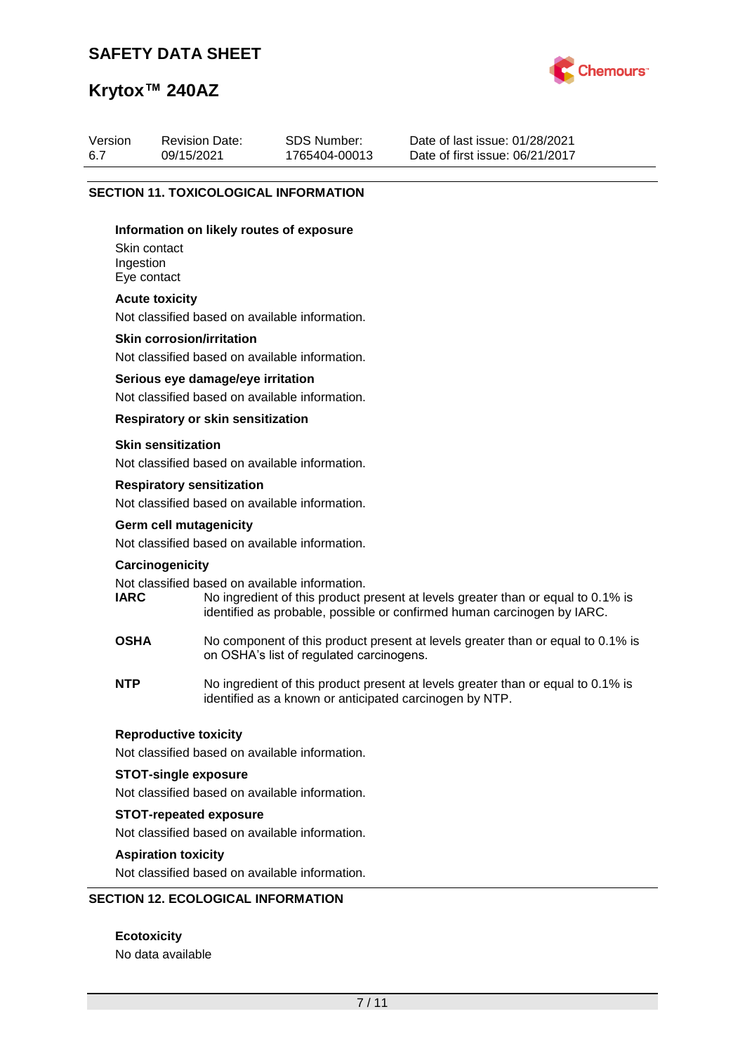## SECTION 11. TOXICOLOGICAL INFORMATION

**Information on likely routes of exposure**

Skin contact
Ingestion
Eye contact

**Acute toxicity**

Not classified based on available information.

**Skin corrosion/irritation**

Not classified based on available information.

**Serious eye damage/eye irritation**

Not classified based on available information.

**Respiratory or skin sensitization**

**Skin sensitization**

Not classified based on available information.

**Respiratory sensitization**

Not classified based on available information.

**Germ cell mutagenicity**

Not classified based on available information.

**Carcinogenicity**

Not classified based on available information.

**IARC** No ingredient of this product present at levels greater than or equal to 0.1% is identified as probable, possible or confirmed human carcinogen by IARC.

**OSHA** No component of this product present at levels greater than or equal to 0.1% is on OSHA's list of regulated carcinogens.

**NTP** No ingredient of this product present at levels greater than or equal to 0.1% is identified as a known or anticipated carcinogen by NTP.

**Reproductive toxicity**

Not classified based on available information.

**STOT-single exposure**

Not classified based on available information.

**STOT-repeated exposure**

Not classified based on available information.

**Aspiration toxicity**

Not classified based on available information.

## SECTION 12. ECOLOGICAL INFORMATION

**Ecotoxicity**

No data available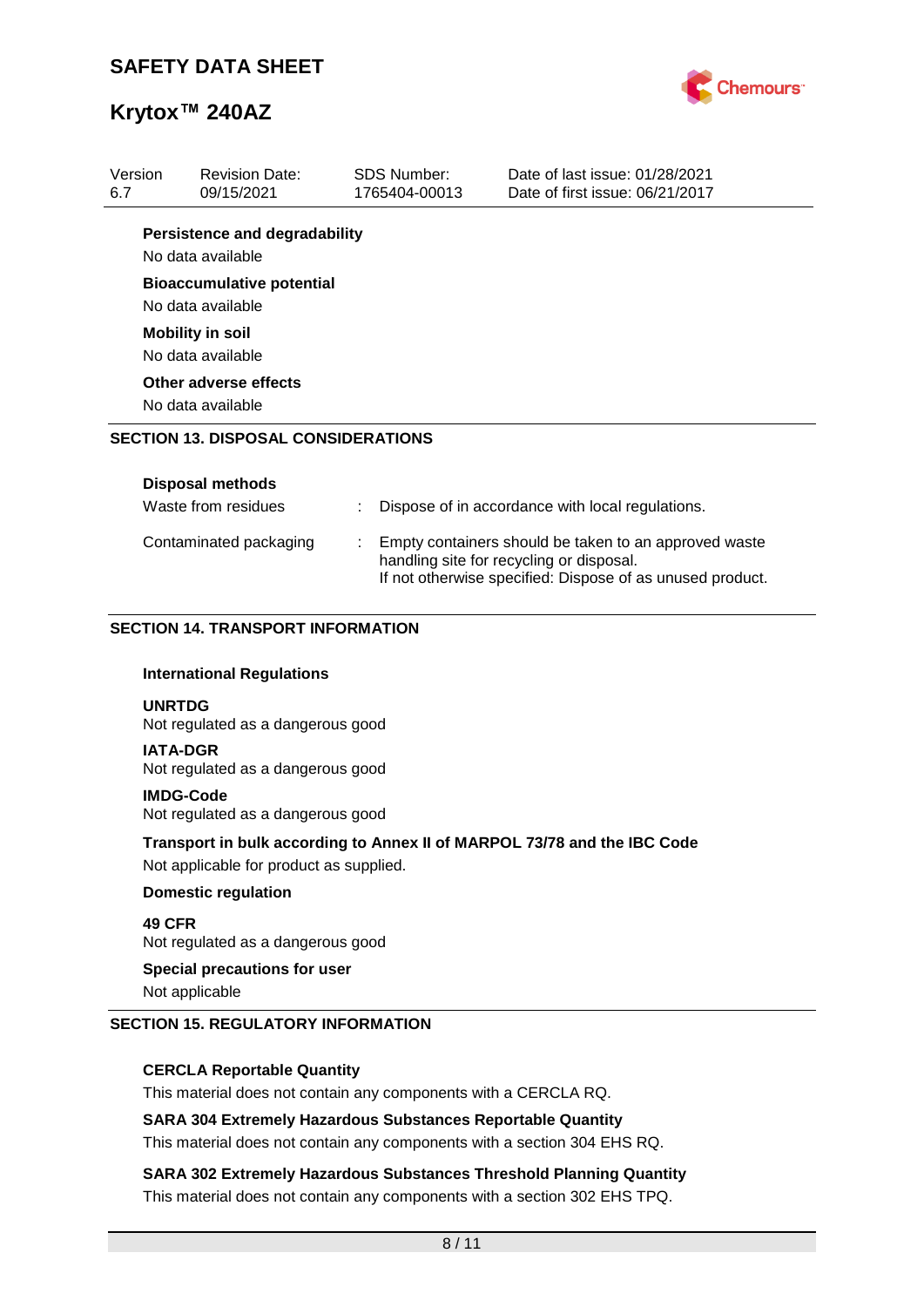**Persistence and degradability**

No data available

**Bioaccumulative potential**

No data available

**Mobility in soil**

No data available

**Other adverse effects**

No data available

## SECTION 13. DISPOSAL CONSIDERATIONS

**Disposal methods**

| | | |
|---|---|---|
| Waste from residues | : | Dispose of in accordance with local regulations. |
| Contaminated packaging | : | Empty containers should be taken to an approved waste handling site for recycling or disposal. If not otherwise specified: Dispose of as unused product. |

## SECTION 14. TRANSPORT INFORMATION

**International Regulations**

**UNRTDG**

Not regulated as a dangerous good

**IATA-DGR**

Not regulated as a dangerous good

**IMDG-Code**

Not regulated as a dangerous good

**Transport in bulk according to Annex II of MARPOL 73/78 and the IBC Code**

Not applicable for product as supplied.

**Domestic regulation**

**49 CFR**

Not regulated as a dangerous good

**Special precautions for user**

Not applicable

## SECTION 15. REGULATORY INFORMATION

**CERCLA Reportable Quantity**

This material does not contain any components with a CERCLA RQ.

**SARA 304 Extremely Hazardous Substances Reportable Quantity**

This material does not contain any components with a section 304 EHS RQ.

**SARA 302 Extremely Hazardous Substances Threshold Planning Quantity**

This material does not contain any components with a section 302 EHS TPQ.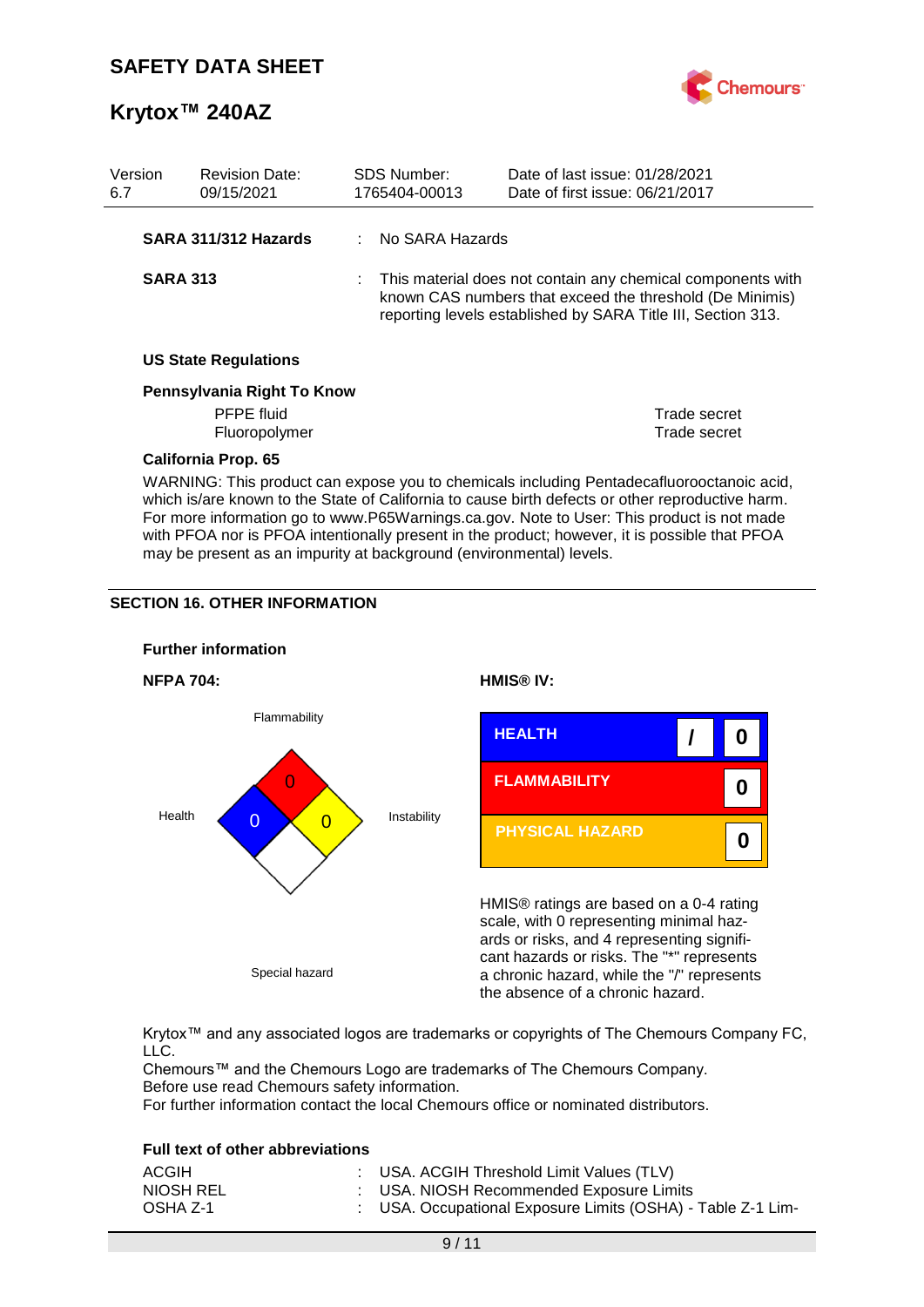| Version 6.7 | Revision Date: 09/15/2021 | SDS Number: 1765404-00013 | Date of last issue: 01/28/2021 Date of first issue: 06/21/2017 |
| --- | --- | --- | --- |

**SARA 311/312 Hazards** : No SARA Hazards

**SARA 313** : This material does not contain any chemical components with known CAS numbers that exceed the threshold (De Minimis) reporting levels established by SARA Title III, Section 313.

**US State Regulations**

**Pennsylvania Right To Know**

| | |
| --- | --- |
| PFPE fluid | Trade secret |
| Fluoropolymer | Trade secret |

**California Prop. 65**

WARNING: This product can expose you to chemicals including Pentadecafluorooctanoic acid, which is/are known to the State of California to cause birth defects or other reproductive harm. For more information go to www.P65Warnings.ca.gov. Note to User: This product is not made with PFOA nor is PFOA intentionally present in the product; however, it is possible that PFOA may be present as an impurity at background (environmental) levels.

## SECTION 16. OTHER INFORMATION

**Further information**

**NFPA 704:**

| | |
| --- | --- |
| Flammability | 0 |
| Health | 0 |
| Instability | 0 |
| Special hazard | |

**HMIS® IV:**

| | | |
| --- | --- | --- |
| HEALTH | / | 0 |
| FLAMMABILITY | | 0 |
| PHYSICAL HAZARD | | 0 |

HMIS® ratings are based on a 0-4 rating scale, with 0 representing minimal hazards or risks, and 4 representing significant hazards or risks. The "*" represents a chronic hazard, while the "/" represents the absence of a chronic hazard.

Krytox™ and any associated logos are trademarks or copyrights of The Chemours Company FC, LLC.
Chemours™ and the Chemours Logo are trademarks of The Chemours Company.
Before use read Chemours safety information.
For further information contact the local Chemours office or nominated distributors.

**Full text of other abbreviations**

ACGIH : USA. ACGIH Threshold Limit Values (TLV)
NIOSH REL : USA. NIOSH Recommended Exposure Limits
OSHA Z-1 : USA. Occupational Exposure Limits (OSHA) - Table Z-1 Lim-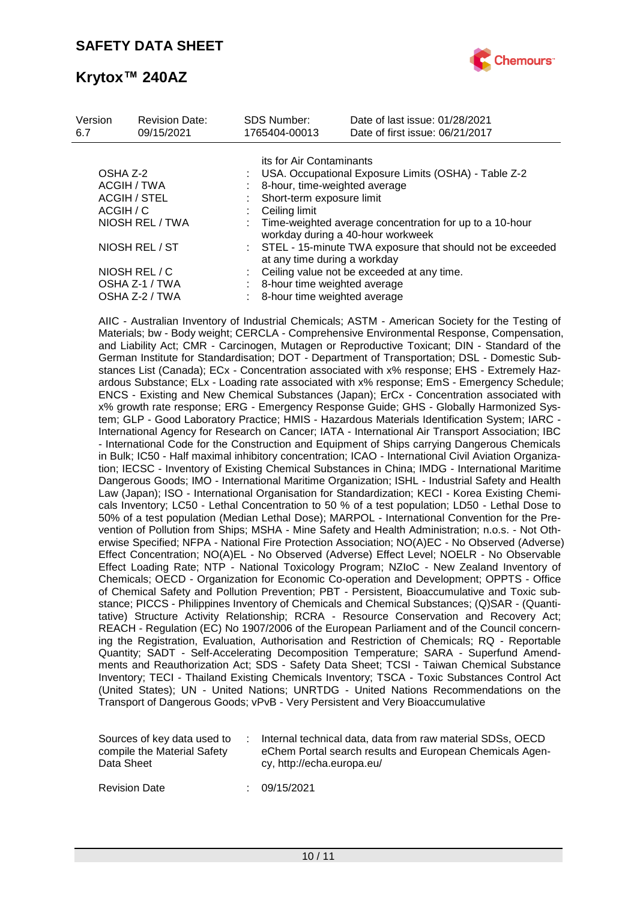| | | |
|---|---|---|
| | | its for Air Contaminants |
| OSHA Z-2 | : | USA. Occupational Exposure Limits (OSHA) - Table Z-2 |
| ACGIH / TWA | : | 8-hour, time-weighted average |
| ACGIH / STEL | : | Short-term exposure limit |
| ACGIH / C | : | Ceiling limit |
| NIOSH REL / TWA | : | Time-weighted average concentration for up to a 10-hour workday during a 40-hour workweek |
| NIOSH REL / ST | : | STEL - 15-minute TWA exposure that should not be exceeded at any time during a workday |
| NIOSH REL / C | : | Ceiling value not be exceeded at any time. |
| OSHA Z-1 / TWA | : | 8-hour time weighted average |
| OSHA Z-2 / TWA | : | 8-hour time weighted average |

AIIC - Australian Inventory of Industrial Chemicals; ASTM - American Society for the Testing of Materials; bw - Body weight; CERCLA - Comprehensive Environmental Response, Compensation, and Liability Act; CMR - Carcinogen, Mutagen or Reproductive Toxicant; DIN - Standard of the German Institute for Standardisation; DOT - Department of Transportation; DSL - Domestic Substances List (Canada); ECx - Concentration associated with x% response; EHS - Extremely Hazardous Substance; ELx - Loading rate associated with x% response; EmS - Emergency Schedule; ENCS - Existing and New Chemical Substances (Japan); ErCx - Concentration associated with x% growth rate response; ERG - Emergency Response Guide; GHS - Globally Harmonized System; GLP - Good Laboratory Practice; HMIS - Hazardous Materials Identification System; IARC - International Agency for Research on Cancer; IATA - International Air Transport Association; IBC - International Code for the Construction and Equipment of Ships carrying Dangerous Chemicals in Bulk; IC50 - Half maximal inhibitory concentration; ICAO - International Civil Aviation Organization; IECSC - Inventory of Existing Chemical Substances in China; IMDG - International Maritime Dangerous Goods; IMO - International Maritime Organization; ISHL - Industrial Safety and Health Law (Japan); ISO - International Organisation for Standardization; KECI - Korea Existing Chemicals Inventory; LC50 - Lethal Concentration to 50 % of a test population; LD50 - Lethal Dose to 50% of a test population (Median Lethal Dose); MARPOL - International Convention for the Prevention of Pollution from Ships; MSHA - Mine Safety and Health Administration; n.o.s. - Not Otherwise Specified; NFPA - National Fire Protection Association; NO(A)EC - No Observed (Adverse) Effect Concentration; NO(A)EL - No Observed (Adverse) Effect Level; NOELR - No Observable Effect Loading Rate; NTP - National Toxicology Program; NZIoC - New Zealand Inventory of Chemicals; OECD - Organization for Economic Co-operation and Development; OPPTS - Office of Chemical Safety and Pollution Prevention; PBT - Persistent, Bioaccumulative and Toxic substance; PICCS - Philippines Inventory of Chemicals and Chemical Substances; (Q)SAR - (Quantitative) Structure Activity Relationship; RCRA - Resource Conservation and Recovery Act; REACH - Regulation (EC) No 1907/2006 of the European Parliament and of the Council concerning the Registration, Evaluation, Authorisation and Restriction of Chemicals; RQ - Reportable Quantity; SADT - Self-Accelerating Decomposition Temperature; SARA - Superfund Amendments and Reauthorization Act; SDS - Safety Data Sheet; TCSI - Taiwan Chemical Substance Inventory; TECI - Thailand Existing Chemicals Inventory; TSCA - Toxic Substances Control Act (United States); UN - United Nations; UNRTDG - United Nations Recommendations on the Transport of Dangerous Goods; vPvB - Very Persistent and Very Bioaccumulative

| | | |
|---|---|---|
| Sources of key data used to compile the Material Safety Data Sheet | : | Internal technical data, data from raw material SDSs, OECD eChem Portal search results and European Chemicals Agency, http://echa.europa.eu/ |
| Revision Date | : | 09/15/2021 |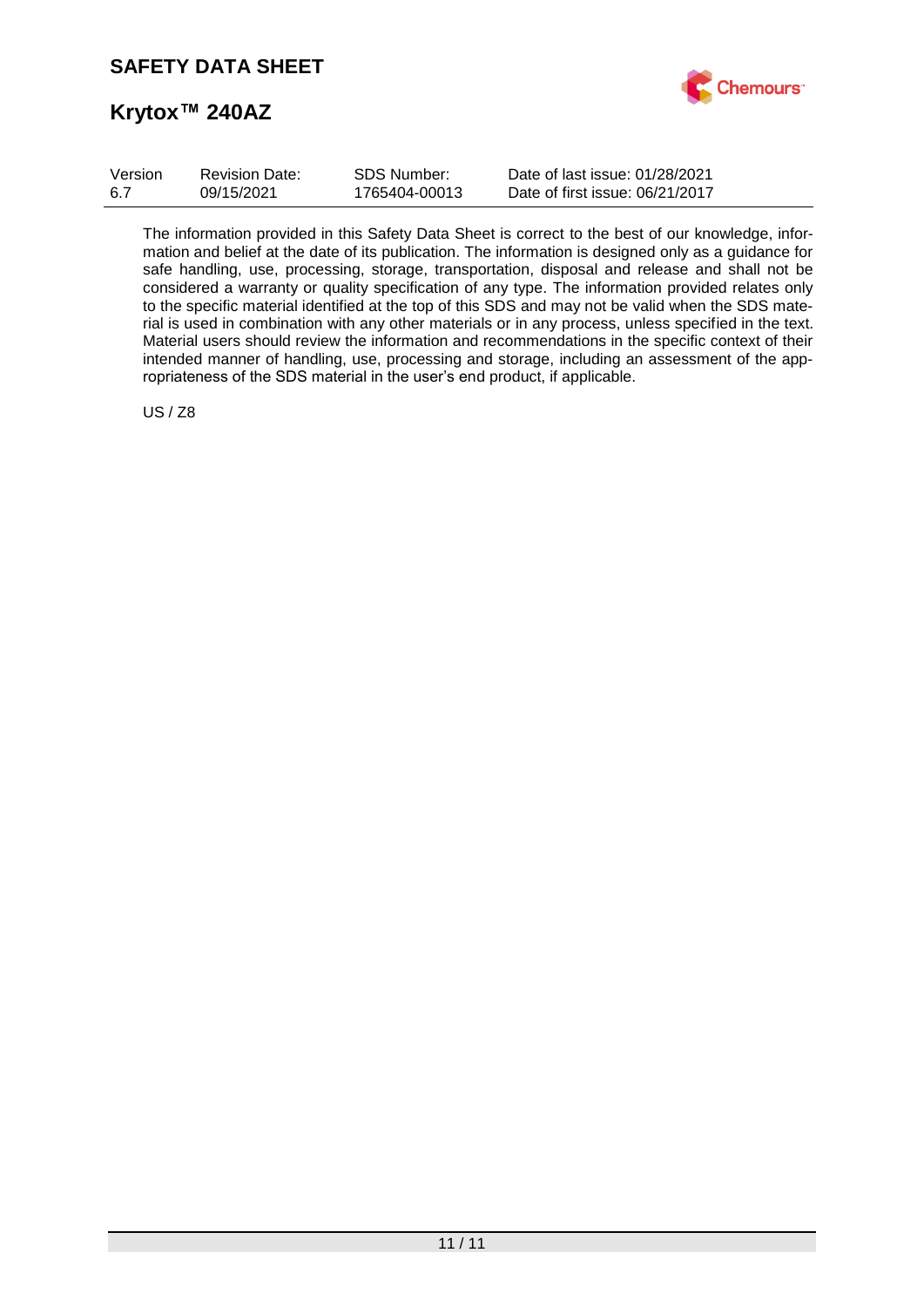The information provided in this Safety Data Sheet is correct to the best of our knowledge, information and belief at the date of its publication. The information is designed only as a guidance for safe handling, use, processing, storage, transportation, disposal and release and shall not be considered a warranty or quality specification of any type. The information provided relates only to the specific material identified at the top of this SDS and may not be valid when the SDS material is used in combination with any other materials or in any process, unless specified in the text. Material users should review the information and recommendations in the specific context of their intended manner of handling, use, processing and storage, including an assessment of the appropriateness of the SDS material in the user's end product, if applicable.

US / Z8